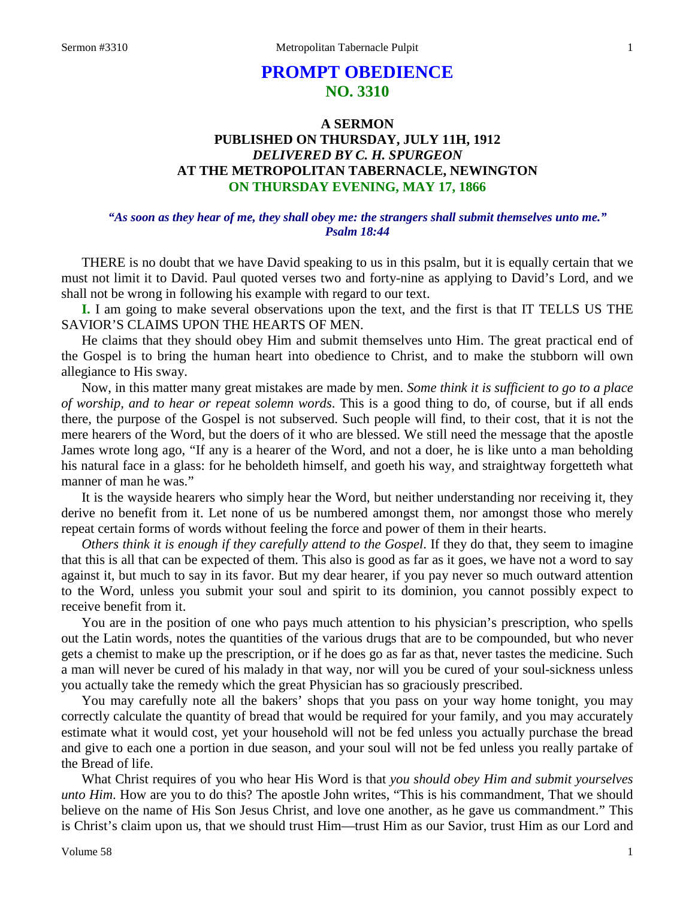# PROMPT OBEDIENCE
## NO. 3310

### A SERMON
### PUBLISHED ON THURSDAY, JULY 11H, 1912
### *DELIVERED BY C. H. SPURGEON*
### AT THE METROPOLITAN TABERNACLE, NEWINGTON
### ON THURSDAY EVENING, MAY 17, 1866

***"As soon as they hear of me, they shall obey me: the strangers shall submit themselves unto me." Psalm 18:44***

THERE is no doubt that we have David speaking to us in this psalm, but it is equally certain that we must not limit it to David. Paul quoted verses two and forty-nine as applying to David's Lord, and we shall not be wrong in following his example with regard to our text.

**I.** I am going to make several observations upon the text, and the first is that IT TELLS US THE SAVIOR'S CLAIMS UPON THE HEARTS OF MEN.

He claims that they should obey Him and submit themselves unto Him. The great practical end of the Gospel is to bring the human heart into obedience to Christ, and to make the stubborn will own allegiance to His sway.

Now, in this matter many great mistakes are made by men. *Some think it is sufficient to go to a place of worship, and to hear or repeat solemn words*. This is a good thing to do, of course, but if all ends there, the purpose of the Gospel is not subserved. Such people will find, to their cost, that it is not the mere hearers of the Word, but the doers of it who are blessed. We still need the message that the apostle James wrote long ago, "If any is a hearer of the Word, and not a doer, he is like unto a man beholding his natural face in a glass: for he beholdeth himself, and goeth his way, and straightway forgetteth what manner of man he was."

It is the wayside hearers who simply hear the Word, but neither understanding nor receiving it, they derive no benefit from it. Let none of us be numbered amongst them, nor amongst those who merely repeat certain forms of words without feeling the force and power of them in their hearts.

*Others think it is enough if they carefully attend to the Gospel*. If they do that, they seem to imagine that this is all that can be expected of them. This also is good as far as it goes, we have not a word to say against it, but much to say in its favor. But my dear hearer, if you pay never so much outward attention to the Word, unless you submit your soul and spirit to its dominion, you cannot possibly expect to receive benefit from it.

You are in the position of one who pays much attention to his physician's prescription, who spells out the Latin words, notes the quantities of the various drugs that are to be compounded, but who never gets a chemist to make up the prescription, or if he does go as far as that, never tastes the medicine. Such a man will never be cured of his malady in that way, nor will you be cured of your soul-sickness unless you actually take the remedy which the great Physician has so graciously prescribed.

You may carefully note all the bakers' shops that you pass on your way home tonight, you may correctly calculate the quantity of bread that would be required for your family, and you may accurately estimate what it would cost, yet your household will not be fed unless you actually purchase the bread and give to each one a portion in due season, and your soul will not be fed unless you really partake of the Bread of life.

What Christ requires of you who hear His Word is that *you should obey Him and submit yourselves unto Him*. How are you to do this? The apostle John writes, "This is his commandment, That we should believe on the name of His Son Jesus Christ, and love one another, as he gave us commandment." This is Christ's claim upon us, that we should trust Him—trust Him as our Savior, trust Him as our Lord and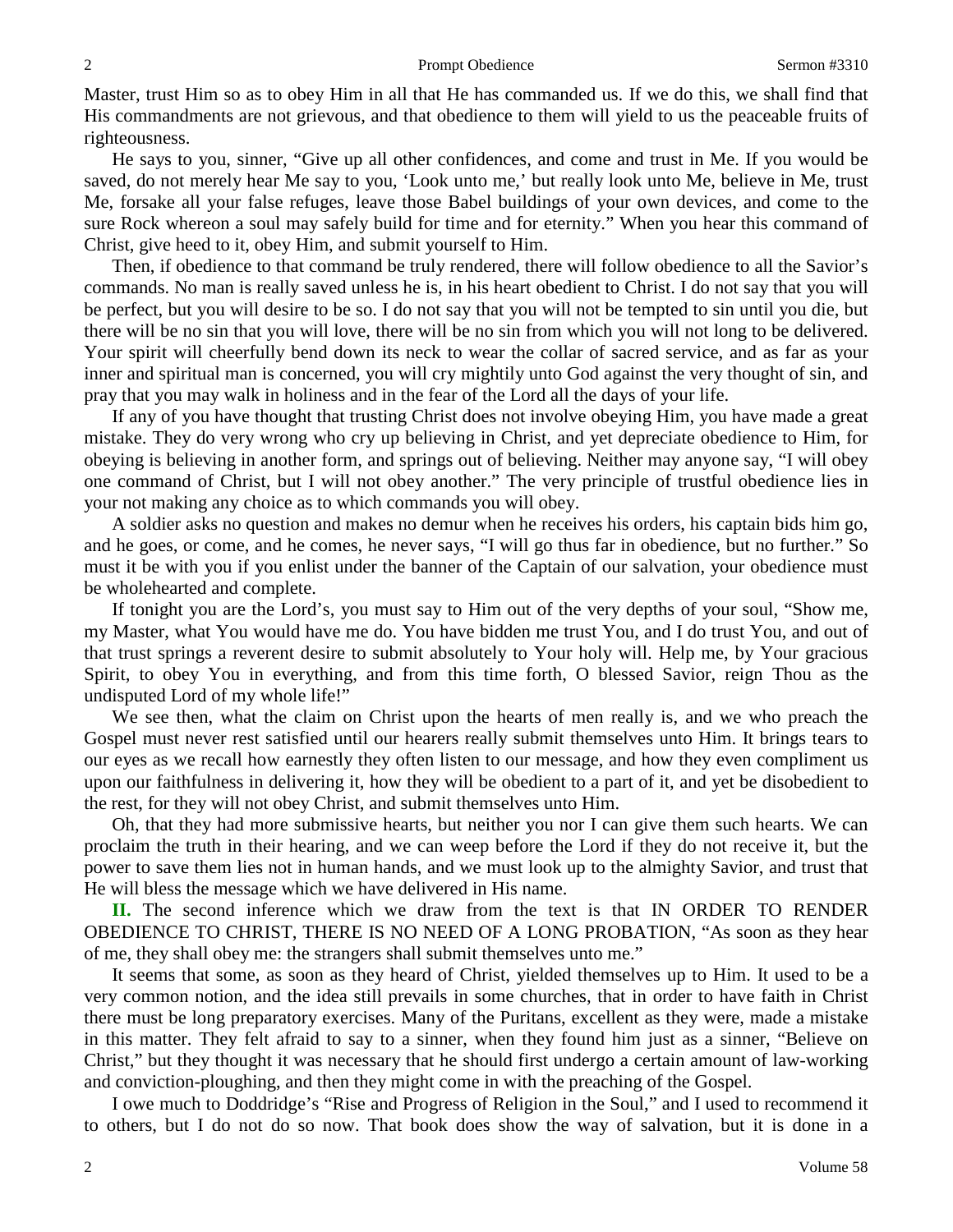Master, trust Him so as to obey Him in all that He has commanded us. If we do this, we shall find that His commandments are not grievous, and that obedience to them will yield to us the peaceable fruits of righteousness.

He says to you, sinner, "Give up all other confidences, and come and trust in Me. If you would be saved, do not merely hear Me say to you, 'Look unto me,' but really look unto Me, believe in Me, trust Me, forsake all your false refuges, leave those Babel buildings of your own devices, and come to the sure Rock whereon a soul may safely build for time and for eternity." When you hear this command of Christ, give heed to it, obey Him, and submit yourself to Him.

Then, if obedience to that command be truly rendered, there will follow obedience to all the Savior's commands. No man is really saved unless he is, in his heart obedient to Christ. I do not say that you will be perfect, but you will desire to be so. I do not say that you will not be tempted to sin until you die, but there will be no sin that you will love, there will be no sin from which you will not long to be delivered. Your spirit will cheerfully bend down its neck to wear the collar of sacred service, and as far as your inner and spiritual man is concerned, you will cry mightily unto God against the very thought of sin, and pray that you may walk in holiness and in the fear of the Lord all the days of your life.

If any of you have thought that trusting Christ does not involve obeying Him, you have made a great mistake. They do very wrong who cry up believing in Christ, and yet depreciate obedience to Him, for obeying is believing in another form, and springs out of believing. Neither may anyone say, "I will obey one command of Christ, but I will not obey another." The very principle of trustful obedience lies in your not making any choice as to which commands you will obey.

A soldier asks no question and makes no demur when he receives his orders, his captain bids him go, and he goes, or come, and he comes, he never says, "I will go thus far in obedience, but no further." So must it be with you if you enlist under the banner of the Captain of our salvation, your obedience must be wholehearted and complete.

If tonight you are the Lord's, you must say to Him out of the very depths of your soul, "Show me, my Master, what You would have me do. You have bidden me trust You, and I do trust You, and out of that trust springs a reverent desire to submit absolutely to Your holy will. Help me, by Your gracious Spirit, to obey You in everything, and from this time forth, O blessed Savior, reign Thou as the undisputed Lord of my whole life!"

We see then, what the claim on Christ upon the hearts of men really is, and we who preach the Gospel must never rest satisfied until our hearers really submit themselves unto Him. It brings tears to our eyes as we recall how earnestly they often listen to our message, and how they even compliment us upon our faithfulness in delivering it, how they will be obedient to a part of it, and yet be disobedient to the rest, for they will not obey Christ, and submit themselves unto Him.

Oh, that they had more submissive hearts, but neither you nor I can give them such hearts. We can proclaim the truth in their hearing, and we can weep before the Lord if they do not receive it, but the power to save them lies not in human hands, and we must look up to the almighty Savior, and trust that He will bless the message which we have delivered in His name.

**II.** The second inference which we draw from the text is that IN ORDER TO RENDER OBEDIENCE TO CHRIST, THERE IS NO NEED OF A LONG PROBATION, "As soon as they hear of me, they shall obey me: the strangers shall submit themselves unto me."

It seems that some, as soon as they heard of Christ, yielded themselves up to Him. It used to be a very common notion, and the idea still prevails in some churches, that in order to have faith in Christ there must be long preparatory exercises. Many of the Puritans, excellent as they were, made a mistake in this matter. They felt afraid to say to a sinner, when they found him just as a sinner, "Believe on Christ," but they thought it was necessary that he should first undergo a certain amount of law-working and conviction-ploughing, and then they might come in with the preaching of the Gospel.

I owe much to Doddridge's "Rise and Progress of Religion in the Soul," and I used to recommend it to others, but I do not do so now. That book does show the way of salvation, but it is done in a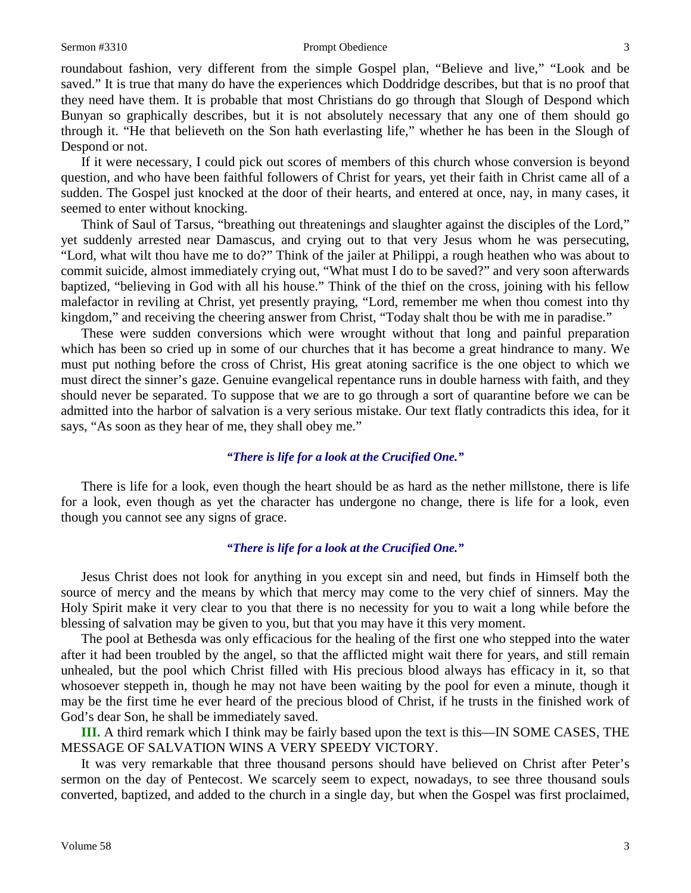roundabout fashion, very different from the simple Gospel plan, "Believe and live," "Look and be saved." It is true that many do have the experiences which Doddridge describes, but that is no proof that they need have them. It is probable that most Christians do go through that Slough of Despond which Bunyan so graphically describes, but it is not absolutely necessary that any one of them should go through it. "He that believeth on the Son hath everlasting life," whether he has been in the Slough of Despond or not.

If it were necessary, I could pick out scores of members of this church whose conversion is beyond question, and who have been faithful followers of Christ for years, yet their faith in Christ came all of a sudden. The Gospel just knocked at the door of their hearts, and entered at once, nay, in many cases, it seemed to enter without knocking.

Think of Saul of Tarsus, "breathing out threatenings and slaughter against the disciples of the Lord," yet suddenly arrested near Damascus, and crying out to that very Jesus whom he was persecuting, "Lord, what wilt thou have me to do?" Think of the jailer at Philippi, a rough heathen who was about to commit suicide, almost immediately crying out, "What must I do to be saved?" and very soon afterwards baptized, "believing in God with all his house." Think of the thief on the cross, joining with his fellow malefactor in reviling at Christ, yet presently praying, "Lord, remember me when thou comest into thy kingdom," and receiving the cheering answer from Christ, "Today shalt thou be with me in paradise."

These were sudden conversions which were wrought without that long and painful preparation which has been so cried up in some of our churches that it has become a great hindrance to many. We must put nothing before the cross of Christ, His great atoning sacrifice is the one object to which we must direct the sinner's gaze. Genuine evangelical repentance runs in double harness with faith, and they should never be separated. To suppose that we are to go through a sort of quarantine before we can be admitted into the harbor of salvation is a very serious mistake. Our text flatly contradicts this idea, for it says, "As soon as they hear of me, they shall obey me."

***"There is life for a look at the Crucified One."***

There is life for a look, even though the heart should be as hard as the nether millstone, there is life for a look, even though as yet the character has undergone no change, there is life for a look, even though you cannot see any signs of grace.

***"There is life for a look at the Crucified One."***

Jesus Christ does not look for anything in you except sin and need, but finds in Himself both the source of mercy and the means by which that mercy may come to the very chief of sinners. May the Holy Spirit make it very clear to you that there is no necessity for you to wait a long while before the blessing of salvation may be given to you, but that you may have it this very moment.

The pool at Bethesda was only efficacious for the healing of the first one who stepped into the water after it had been troubled by the angel, so that the afflicted might wait there for years, and still remain unhealed, but the pool which Christ filled with His precious blood always has efficacy in it, so that whosoever steppeth in, though he may not have been waiting by the pool for even a minute, though it may be the first time he ever heard of the precious blood of Christ, if he trusts in the finished work of God's dear Son, he shall be immediately saved.

**III.** A third remark which I think may be fairly based upon the text is this—IN SOME CASES, THE MESSAGE OF SALVATION WINS A VERY SPEEDY VICTORY.

It was very remarkable that three thousand persons should have believed on Christ after Peter's sermon on the day of Pentecost. We scarcely seem to expect, nowadays, to see three thousand souls converted, baptized, and added to the church in a single day, but when the Gospel was first proclaimed,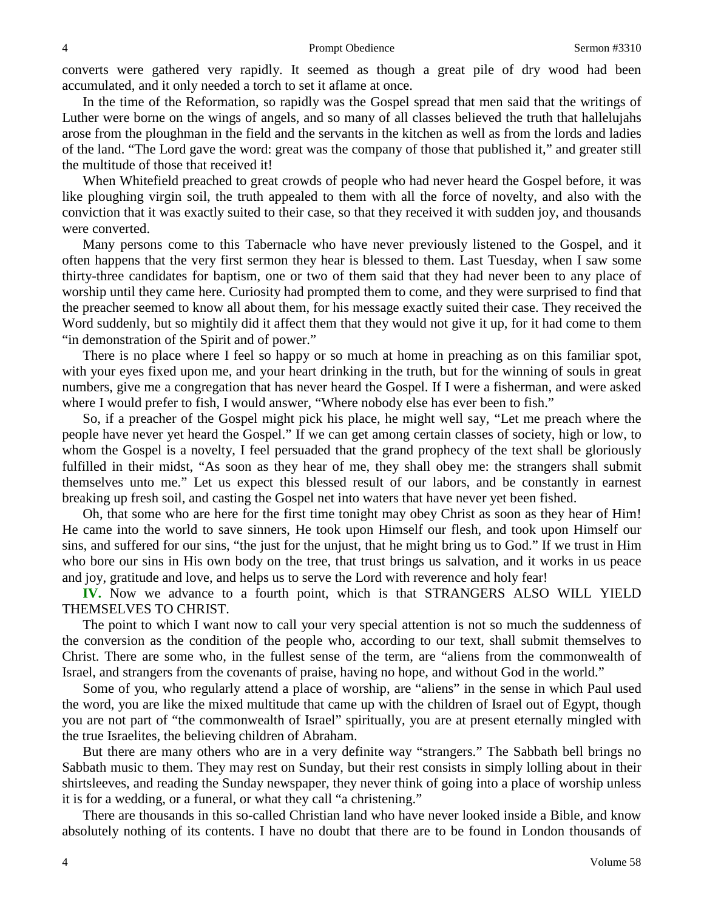converts were gathered very rapidly. It seemed as though a great pile of dry wood had been accumulated, and it only needed a torch to set it aflame at once.

In the time of the Reformation, so rapidly was the Gospel spread that men said that the writings of Luther were borne on the wings of angels, and so many of all classes believed the truth that hallelujahs arose from the ploughman in the field and the servants in the kitchen as well as from the lords and ladies of the land. "The Lord gave the word: great was the company of those that published it," and greater still the multitude of those that received it!

When Whitefield preached to great crowds of people who had never heard the Gospel before, it was like ploughing virgin soil, the truth appealed to them with all the force of novelty, and also with the conviction that it was exactly suited to their case, so that they received it with sudden joy, and thousands were converted.

Many persons come to this Tabernacle who have never previously listened to the Gospel, and it often happens that the very first sermon they hear is blessed to them. Last Tuesday, when I saw some thirty-three candidates for baptism, one or two of them said that they had never been to any place of worship until they came here. Curiosity had prompted them to come, and they were surprised to find that the preacher seemed to know all about them, for his message exactly suited their case. They received the Word suddenly, but so mightily did it affect them that they would not give it up, for it had come to them "in demonstration of the Spirit and of power."

There is no place where I feel so happy or so much at home in preaching as on this familiar spot, with your eyes fixed upon me, and your heart drinking in the truth, but for the winning of souls in great numbers, give me a congregation that has never heard the Gospel. If I were a fisherman, and were asked where I would prefer to fish, I would answer, "Where nobody else has ever been to fish."

So, if a preacher of the Gospel might pick his place, he might well say, "Let me preach where the people have never yet heard the Gospel." If we can get among certain classes of society, high or low, to whom the Gospel is a novelty, I feel persuaded that the grand prophecy of the text shall be gloriously fulfilled in their midst, "As soon as they hear of me, they shall obey me: the strangers shall submit themselves unto me." Let us expect this blessed result of our labors, and be constantly in earnest breaking up fresh soil, and casting the Gospel net into waters that have never yet been fished.

Oh, that some who are here for the first time tonight may obey Christ as soon as they hear of Him! He came into the world to save sinners, He took upon Himself our flesh, and took upon Himself our sins, and suffered for our sins, "the just for the unjust, that he might bring us to God." If we trust in Him who bore our sins in His own body on the tree, that trust brings us salvation, and it works in us peace and joy, gratitude and love, and helps us to serve the Lord with reverence and holy fear!

**IV.** Now we advance to a fourth point, which is that STRANGERS ALSO WILL YIELD THEMSELVES TO CHRIST.

The point to which I want now to call your very special attention is not so much the suddenness of the conversion as the condition of the people who, according to our text, shall submit themselves to Christ. There are some who, in the fullest sense of the term, are "aliens from the commonwealth of Israel, and strangers from the covenants of praise, having no hope, and without God in the world."

Some of you, who regularly attend a place of worship, are "aliens" in the sense in which Paul used the word, you are like the mixed multitude that came up with the children of Israel out of Egypt, though you are not part of "the commonwealth of Israel" spiritually, you are at present eternally mingled with the true Israelites, the believing children of Abraham.

But there are many others who are in a very definite way "strangers." The Sabbath bell brings no Sabbath music to them. They may rest on Sunday, but their rest consists in simply lolling about in their shirtsleeves, and reading the Sunday newspaper, they never think of going into a place of worship unless it is for a wedding, or a funeral, or what they call "a christening."

There are thousands in this so-called Christian land who have never looked inside a Bible, and know absolutely nothing of its contents. I have no doubt that there are to be found in London thousands of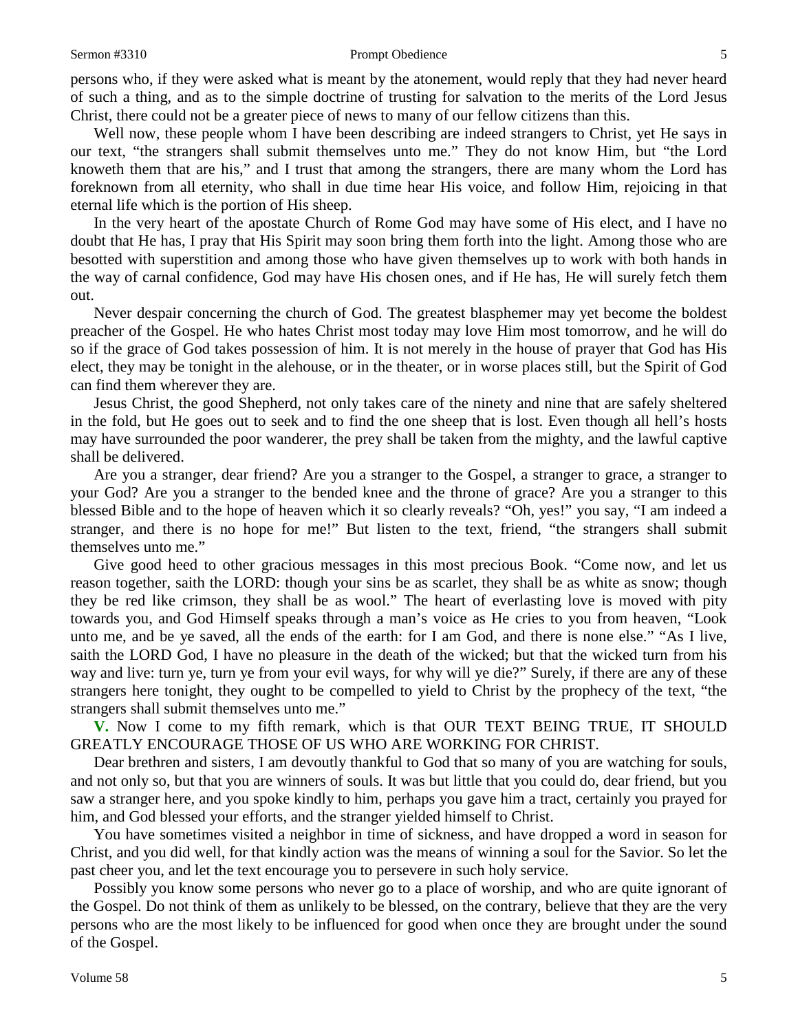persons who, if they were asked what is meant by the atonement, would reply that they had never heard of such a thing, and as to the simple doctrine of trusting for salvation to the merits of the Lord Jesus Christ, there could not be a greater piece of news to many of our fellow citizens than this.

Well now, these people whom I have been describing are indeed strangers to Christ, yet He says in our text, "the strangers shall submit themselves unto me." They do not know Him, but "the Lord knoweth them that are his," and I trust that among the strangers, there are many whom the Lord has foreknown from all eternity, who shall in due time hear His voice, and follow Him, rejoicing in that eternal life which is the portion of His sheep.

In the very heart of the apostate Church of Rome God may have some of His elect, and I have no doubt that He has, I pray that His Spirit may soon bring them forth into the light. Among those who are besotted with superstition and among those who have given themselves up to work with both hands in the way of carnal confidence, God may have His chosen ones, and if He has, He will surely fetch them out.

Never despair concerning the church of God. The greatest blasphemer may yet become the boldest preacher of the Gospel. He who hates Christ most today may love Him most tomorrow, and he will do so if the grace of God takes possession of him. It is not merely in the house of prayer that God has His elect, they may be tonight in the alehouse, or in the theater, or in worse places still, but the Spirit of God can find them wherever they are.

Jesus Christ, the good Shepherd, not only takes care of the ninety and nine that are safely sheltered in the fold, but He goes out to seek and to find the one sheep that is lost. Even though all hell's hosts may have surrounded the poor wanderer, the prey shall be taken from the mighty, and the lawful captive shall be delivered.

Are you a stranger, dear friend? Are you a stranger to the Gospel, a stranger to grace, a stranger to your God? Are you a stranger to the bended knee and the throne of grace? Are you a stranger to this blessed Bible and to the hope of heaven which it so clearly reveals? "Oh, yes!" you say, "I am indeed a stranger, and there is no hope for me!" But listen to the text, friend, "the strangers shall submit themselves unto me."

Give good heed to other gracious messages in this most precious Book. "Come now, and let us reason together, saith the LORD: though your sins be as scarlet, they shall be as white as snow; though they be red like crimson, they shall be as wool." The heart of everlasting love is moved with pity towards you, and God Himself speaks through a man's voice as He cries to you from heaven, "Look unto me, and be ye saved, all the ends of the earth: for I am God, and there is none else." "As I live, saith the LORD God, I have no pleasure in the death of the wicked; but that the wicked turn from his way and live: turn ye, turn ye from your evil ways, for why will ye die?" Surely, if there are any of these strangers here tonight, they ought to be compelled to yield to Christ by the prophecy of the text, "the strangers shall submit themselves unto me."

**V.** Now I come to my fifth remark, which is that OUR TEXT BEING TRUE, IT SHOULD GREATLY ENCOURAGE THOSE OF US WHO ARE WORKING FOR CHRIST.

Dear brethren and sisters, I am devoutly thankful to God that so many of you are watching for souls, and not only so, but that you are winners of souls. It was but little that you could do, dear friend, but you saw a stranger here, and you spoke kindly to him, perhaps you gave him a tract, certainly you prayed for him, and God blessed your efforts, and the stranger yielded himself to Christ.

You have sometimes visited a neighbor in time of sickness, and have dropped a word in season for Christ, and you did well, for that kindly action was the means of winning a soul for the Savior. So let the past cheer you, and let the text encourage you to persevere in such holy service.

Possibly you know some persons who never go to a place of worship, and who are quite ignorant of the Gospel. Do not think of them as unlikely to be blessed, on the contrary, believe that they are the very persons who are the most likely to be influenced for good when once they are brought under the sound of the Gospel.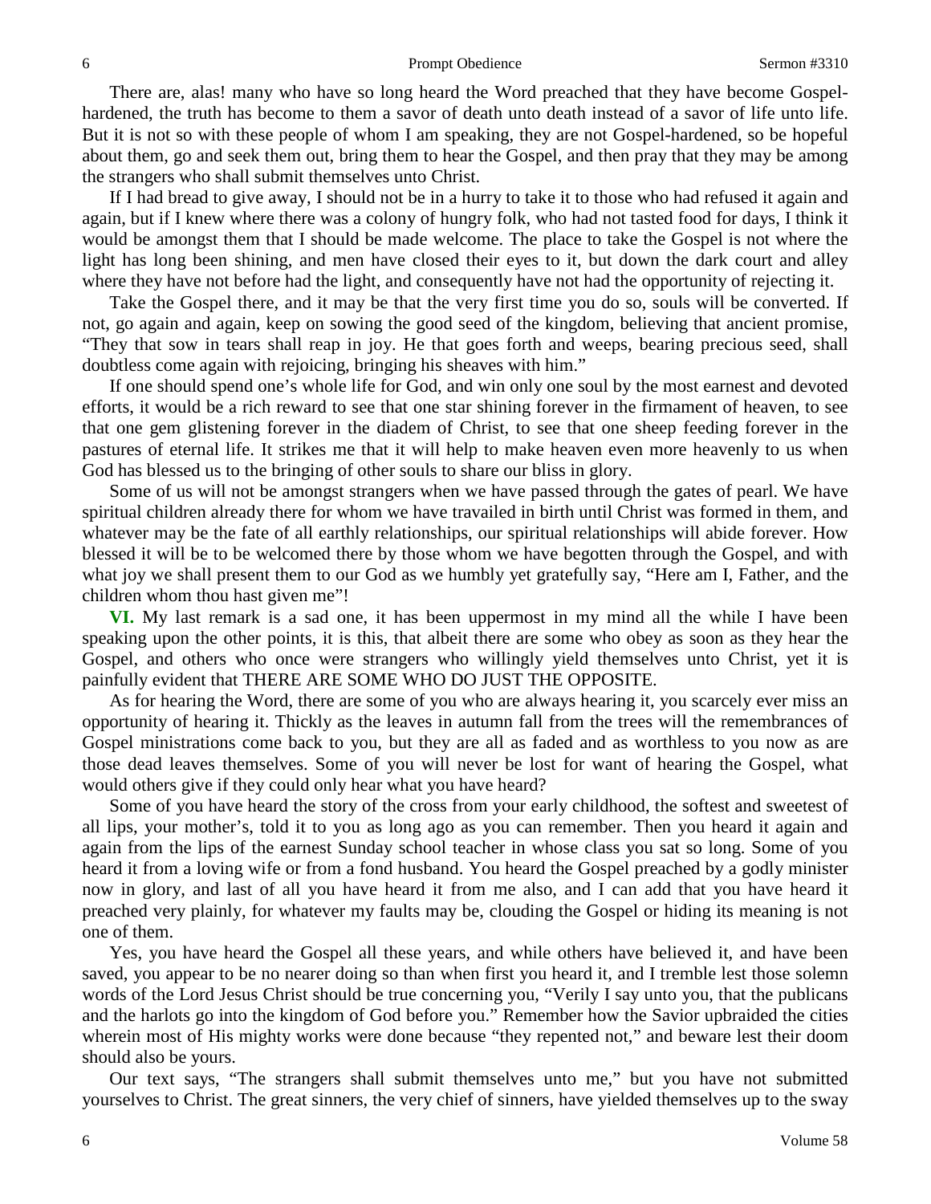There are, alas! many who have so long heard the Word preached that they have become Gospel-hardened, the truth has become to them a savor of death unto death instead of a savor of life unto life. But it is not so with these people of whom I am speaking, they are not Gospel-hardened, so be hopeful about them, go and seek them out, bring them to hear the Gospel, and then pray that they may be among the strangers who shall submit themselves unto Christ.

If I had bread to give away, I should not be in a hurry to take it to those who had refused it again and again, but if I knew where there was a colony of hungry folk, who had not tasted food for days, I think it would be amongst them that I should be made welcome. The place to take the Gospel is not where the light has long been shining, and men have closed their eyes to it, but down the dark court and alley where they have not before had the light, and consequently have not had the opportunity of rejecting it.

Take the Gospel there, and it may be that the very first time you do so, souls will be converted. If not, go again and again, keep on sowing the good seed of the kingdom, believing that ancient promise, "They that sow in tears shall reap in joy. He that goes forth and weeps, bearing precious seed, shall doubtless come again with rejoicing, bringing his sheaves with him."

If one should spend one's whole life for God, and win only one soul by the most earnest and devoted efforts, it would be a rich reward to see that one star shining forever in the firmament of heaven, to see that one gem glistening forever in the diadem of Christ, to see that one sheep feeding forever in the pastures of eternal life. It strikes me that it will help to make heaven even more heavenly to us when God has blessed us to the bringing of other souls to share our bliss in glory.

Some of us will not be amongst strangers when we have passed through the gates of pearl. We have spiritual children already there for whom we have travailed in birth until Christ was formed in them, and whatever may be the fate of all earthly relationships, our spiritual relationships will abide forever. How blessed it will be to be welcomed there by those whom we have begotten through the Gospel, and with what joy we shall present them to our God as we humbly yet gratefully say, "Here am I, Father, and the children whom thou hast given me"!

**VI.** My last remark is a sad one, it has been uppermost in my mind all the while I have been speaking upon the other points, it is this, that albeit there are some who obey as soon as they hear the Gospel, and others who once were strangers who willingly yield themselves unto Christ, yet it is painfully evident that THERE ARE SOME WHO DO JUST THE OPPOSITE.

As for hearing the Word, there are some of you who are always hearing it, you scarcely ever miss an opportunity of hearing it. Thickly as the leaves in autumn fall from the trees will the remembrances of Gospel ministrations come back to you, but they are all as faded and as worthless to you now as are those dead leaves themselves. Some of you will never be lost for want of hearing the Gospel, what would others give if they could only hear what you have heard?

Some of you have heard the story of the cross from your early childhood, the softest and sweetest of all lips, your mother's, told it to you as long ago as you can remember. Then you heard it again and again from the lips of the earnest Sunday school teacher in whose class you sat so long. Some of you heard it from a loving wife or from a fond husband. You heard the Gospel preached by a godly minister now in glory, and last of all you have heard it from me also, and I can add that you have heard it preached very plainly, for whatever my faults may be, clouding the Gospel or hiding its meaning is not one of them.

Yes, you have heard the Gospel all these years, and while others have believed it, and have been saved, you appear to be no nearer doing so than when first you heard it, and I tremble lest those solemn words of the Lord Jesus Christ should be true concerning you, "Verily I say unto you, that the publicans and the harlots go into the kingdom of God before you." Remember how the Savior upbraided the cities wherein most of His mighty works were done because "they repented not," and beware lest their doom should also be yours.

Our text says, "The strangers shall submit themselves unto me," but you have not submitted yourselves to Christ. The great sinners, the very chief of sinners, have yielded themselves up to the sway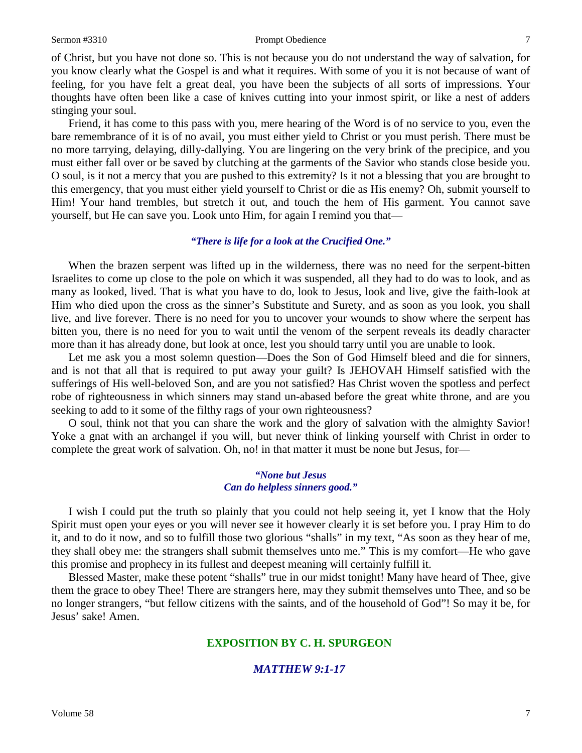of Christ, but you have not done so. This is not because you do not understand the way of salvation, for you know clearly what the Gospel is and what it requires. With some of you it is not because of want of feeling, for you have felt a great deal, you have been the subjects of all sorts of impressions. Your thoughts have often been like a case of knives cutting into your inmost spirit, or like a nest of adders stinging your soul.

Friend, it has come to this pass with you, mere hearing of the Word is of no service to you, even the bare remembrance of it is of no avail, you must either yield to Christ or you must perish. There must be no more tarrying, delaying, dilly-dallying. You are lingering on the very brink of the precipice, and you must either fall over or be saved by clutching at the garments of the Savior who stands close beside you. O soul, is it not a mercy that you are pushed to this extremity? Is it not a blessing that you are brought to this emergency, that you must either yield yourself to Christ or die as His enemy? Oh, submit yourself to Him! Your hand trembles, but stretch it out, and touch the hem of His garment. You cannot save yourself, but He can save you. Look unto Him, for again I remind you that—

***"There is life for a look at the Crucified One."***

When the brazen serpent was lifted up in the wilderness, there was no need for the serpent-bitten Israelites to come up close to the pole on which it was suspended, all they had to do was to look, and as many as looked, lived. That is what you have to do, look to Jesus, look and live, give the faith-look at Him who died upon the cross as the sinner's Substitute and Surety, and as soon as you look, you shall live, and live forever. There is no need for you to uncover your wounds to show where the serpent has bitten you, there is no need for you to wait until the venom of the serpent reveals its deadly character more than it has already done, but look at once, lest you should tarry until you are unable to look.

Let me ask you a most solemn question—Does the Son of God Himself bleed and die for sinners, and is not that all that is required to put away your guilt? Is JEHOVAH Himself satisfied with the sufferings of His well-beloved Son, and are you not satisfied? Has Christ woven the spotless and perfect robe of righteousness in which sinners may stand un-abased before the great white throne, and are you seeking to add to it some of the filthy rags of your own righteousness?

O soul, think not that you can share the work and the glory of salvation with the almighty Savior! Yoke a gnat with an archangel if you will, but never think of linking yourself with Christ in order to complete the great work of salvation. Oh, no! in that matter it must be none but Jesus, for—

***"None but Jesus***
***Can do helpless sinners good."***

I wish I could put the truth so plainly that you could not help seeing it, yet I know that the Holy Spirit must open your eyes or you will never see it however clearly it is set before you. I pray Him to do it, and to do it now, and so to fulfill those two glorious "shalls" in my text, "As soon as they hear of me, they shall obey me: the strangers shall submit themselves unto me." This is my comfort—He who gave this promise and prophecy in its fullest and deepest meaning will certainly fulfill it.

Blessed Master, make these potent "shalls" true in our midst tonight! Many have heard of Thee, give them the grace to obey Thee! There are strangers here, may they submit themselves unto Thee, and so be no longer strangers, "but fellow citizens with the saints, and of the household of God"! So may it be, for Jesus' sake! Amen.

## EXPOSITION BY C. H. SPURGEON

### *MATTHEW 9:1-17*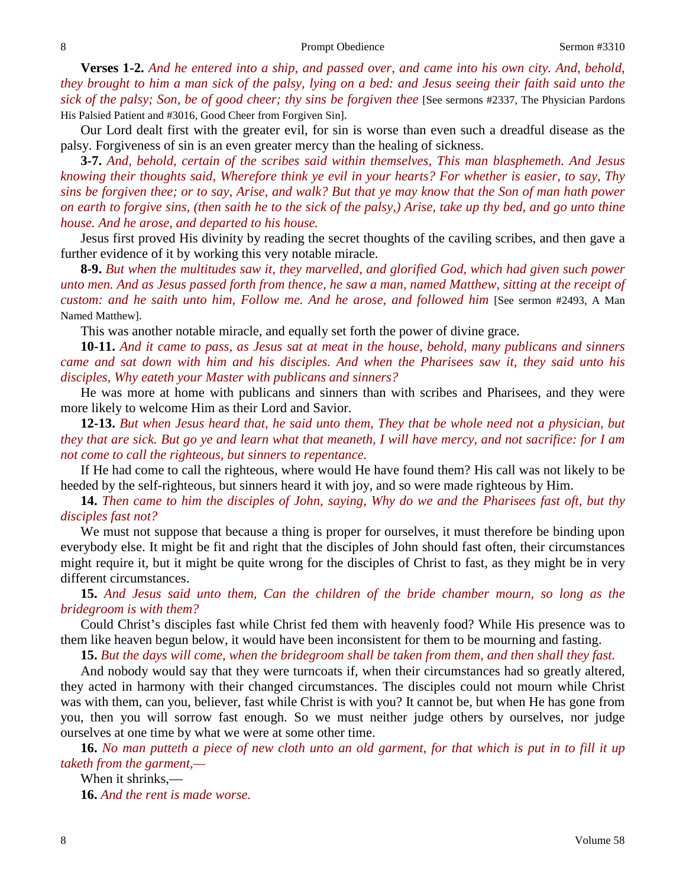**Verses 1-2.** *And he entered into a ship, and passed over, and came into his own city. And, behold, they brought to him a man sick of the palsy, lying on a bed: and Jesus seeing their faith said unto the sick of the palsy; Son, be of good cheer; thy sins be forgiven thee* [See sermons #2337, The Physician Pardons His Palsied Patient and #3016, Good Cheer from Forgiven Sin].

Our Lord dealt first with the greater evil, for sin is worse than even such a dreadful disease as the palsy. Forgiveness of sin is an even greater mercy than the healing of sickness.

**3-7.** *And, behold, certain of the scribes said within themselves, This man blasphemeth. And Jesus knowing their thoughts said, Wherefore think ye evil in your hearts? For whether is easier, to say, Thy sins be forgiven thee; or to say, Arise, and walk? But that ye may know that the Son of man hath power on earth to forgive sins, (then saith he to the sick of the palsy,) Arise, take up thy bed, and go unto thine house. And he arose, and departed to his house.*

Jesus first proved His divinity by reading the secret thoughts of the caviling scribes, and then gave a further evidence of it by working this very notable miracle.

**8-9.** *But when the multitudes saw it, they marvelled, and glorified God, which had given such power unto men. And as Jesus passed forth from thence, he saw a man, named Matthew, sitting at the receipt of custom: and he saith unto him, Follow me. And he arose, and followed him* [See sermon #2493, A Man Named Matthew].

This was another notable miracle, and equally set forth the power of divine grace.

**10-11.** *And it came to pass, as Jesus sat at meat in the house, behold, many publicans and sinners came and sat down with him and his disciples. And when the Pharisees saw it, they said unto his disciples, Why eateth your Master with publicans and sinners?*

He was more at home with publicans and sinners than with scribes and Pharisees, and they were more likely to welcome Him as their Lord and Savior.

**12-13.** *But when Jesus heard that, he said unto them, They that be whole need not a physician, but they that are sick. But go ye and learn what that meaneth, I will have mercy, and not sacrifice: for I am not come to call the righteous, but sinners to repentance.*

If He had come to call the righteous, where would He have found them? His call was not likely to be heeded by the self-righteous, but sinners heard it with joy, and so were made righteous by Him.

**14.** *Then came to him the disciples of John, saying, Why do we and the Pharisees fast oft, but thy disciples fast not?*

We must not suppose that because a thing is proper for ourselves, it must therefore be binding upon everybody else. It might be fit and right that the disciples of John should fast often, their circumstances might require it, but it might be quite wrong for the disciples of Christ to fast, as they might be in very different circumstances.

**15.** *And Jesus said unto them, Can the children of the bride chamber mourn, so long as the bridegroom is with them?*

Could Christ's disciples fast while Christ fed them with heavenly food? While His presence was to them like heaven begun below, it would have been inconsistent for them to be mourning and fasting.

**15.** *But the days will come, when the bridegroom shall be taken from them, and then shall they fast.*

And nobody would say that they were turncoats if, when their circumstances had so greatly altered, they acted in harmony with their changed circumstances. The disciples could not mourn while Christ was with them, can you, believer, fast while Christ is with you? It cannot be, but when He has gone from you, then you will sorrow fast enough. So we must neither judge others by ourselves, nor judge ourselves at one time by what we were at some other time.

**16.** *No man putteth a piece of new cloth unto an old garment, for that which is put in to fill it up taketh from the garment,—*

When it shrinks,—

**16.** *And the rent is made worse.*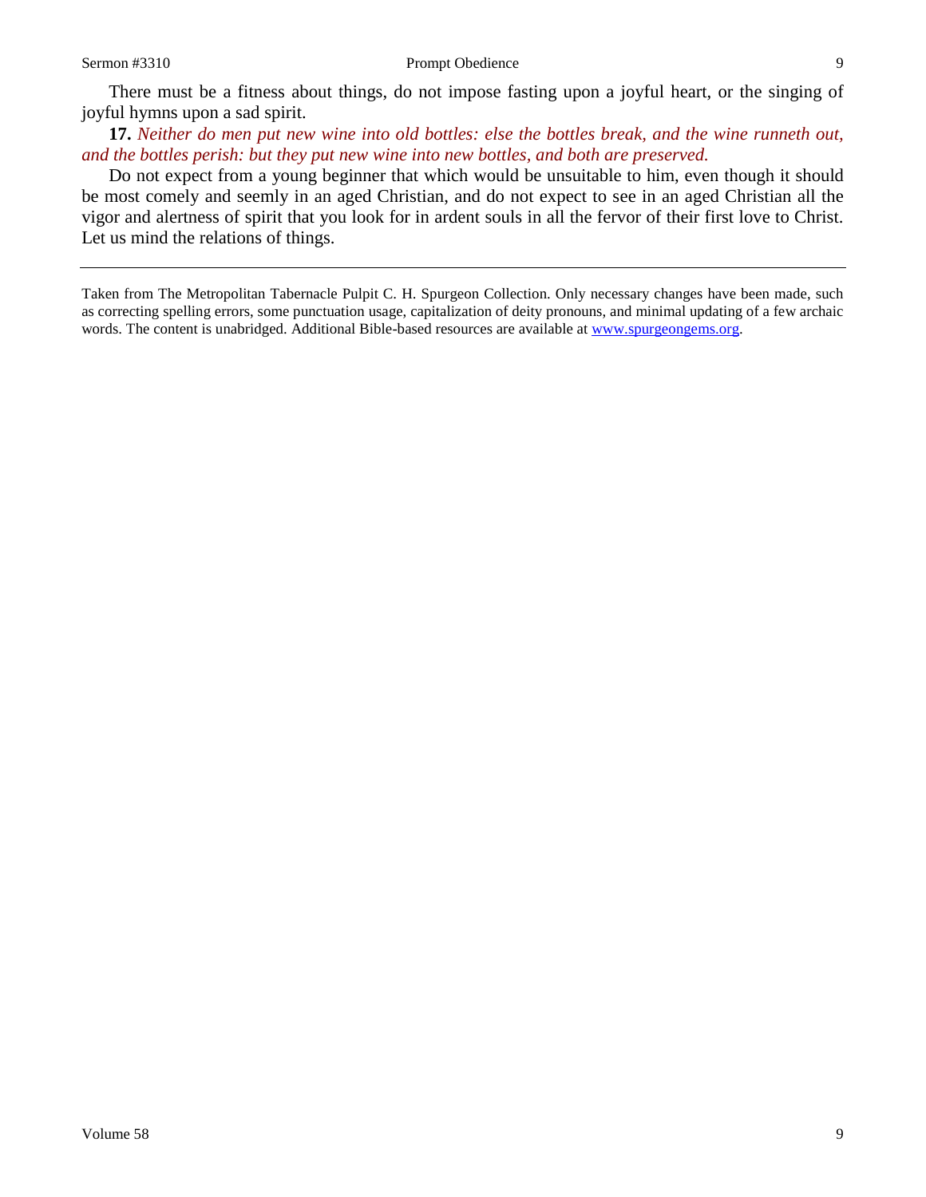There must be a fitness about things, do not impose fasting upon a joyful heart, or the singing of joyful hymns upon a sad spirit.

**17.** *Neither do men put new wine into old bottles: else the bottles break, and the wine runneth out, and the bottles perish: but they put new wine into new bottles, and both are preserved.*

Do not expect from a young beginner that which would be unsuitable to him, even though it should be most comely and seemly in an aged Christian, and do not expect to see in an aged Christian all the vigor and alertness of spirit that you look for in ardent souls in all the fervor of their first love to Christ. Let us mind the relations of things.

---

Taken from The Metropolitan Tabernacle Pulpit C. H. Spurgeon Collection. Only necessary changes have been made, such as correcting spelling errors, some punctuation usage, capitalization of deity pronouns, and minimal updating of a few archaic words. The content is unabridged. Additional Bible-based resources are available at [www.spurgeongems.org](http://www.spurgeongems.org).